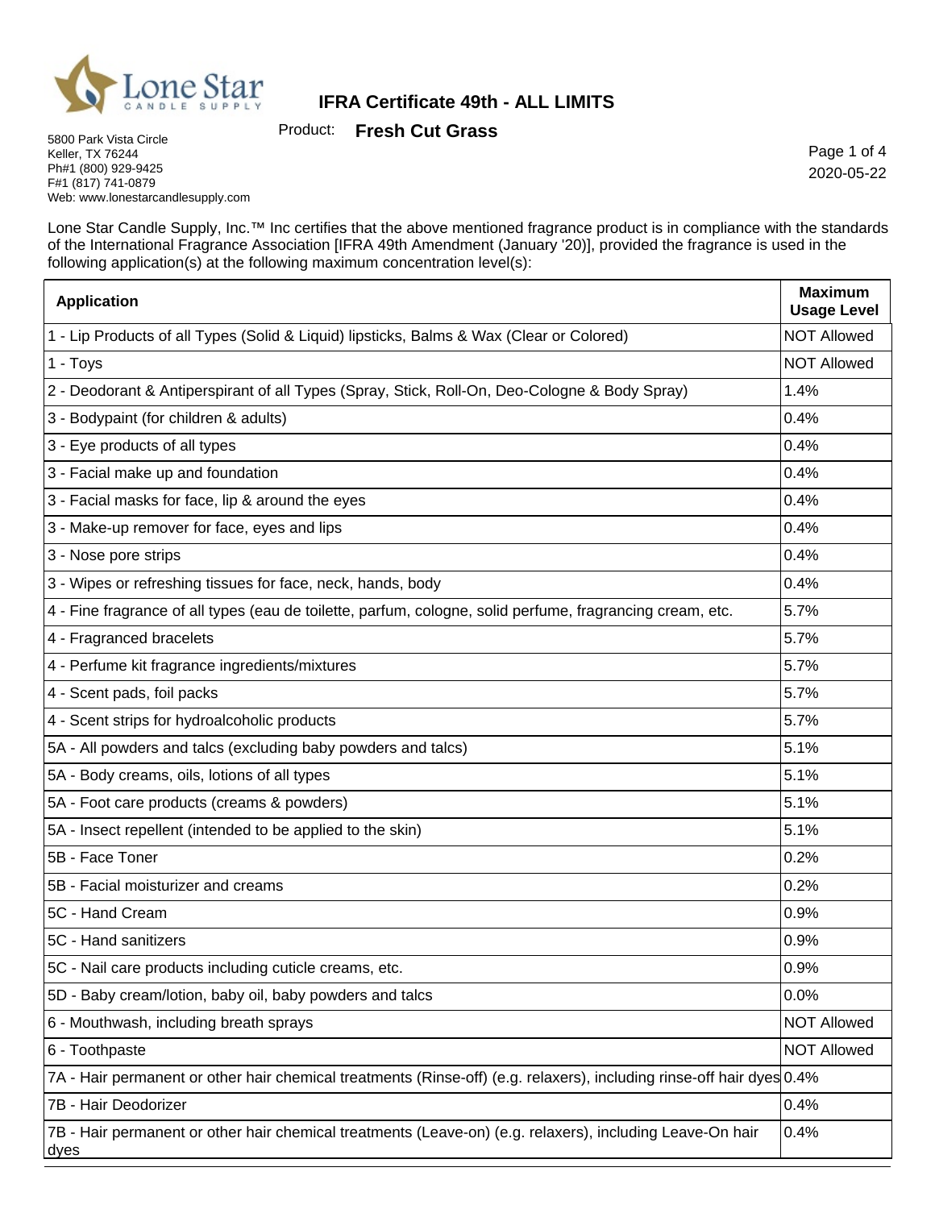# IFRA Certificate 49th - ALL LIMITS

Product: **Fresh Cut Grass**

5800 Park Vista Circle
Keller, TX 76244
Ph#1 (800) 929-9425
F#1 (817) 741-0879
Web: www.lonestarcandlesupply.com

2020-05-22

Lone Star Candle Supply, Inc.™ Inc certifies that the above mentioned fragrance product is in compliance with the standards of the International Fragrance Association [IFRA 49th Amendment (January '20)], provided the fragrance is used in the following application(s) at the following maximum concentration level(s):

| Application | Maximum Usage Level |
|---|---|
| 1 - Lip Products of all Types (Solid & Liquid) lipsticks, Balms & Wax (Clear or Colored) | NOT Allowed |
| 1 - Toys | NOT Allowed |
| 2 - Deodorant & Antiperspirant of all Types (Spray, Stick, Roll-On, Deo-Cologne & Body Spray) | 1.4% |
| 3 - Bodypaint (for children & adults) | 0.4% |
| 3 - Eye products of all types | 0.4% |
| 3 - Facial make up and foundation | 0.4% |
| 3 - Facial masks for face, lip & around the eyes | 0.4% |
| 3 - Make-up remover for face, eyes and lips | 0.4% |
| 3 - Nose pore strips | 0.4% |
| 3 - Wipes or refreshing tissues for face, neck, hands, body | 0.4% |
| 4 - Fine fragrance of all types (eau de toilette, parfum, cologne, solid perfume, fragrancing cream, etc. | 5.7% |
| 4 - Fragranced bracelets | 5.7% |
| 4 - Perfume kit fragrance ingredients/mixtures | 5.7% |
| 4 - Scent pads, foil packs | 5.7% |
| 4 - Scent strips for hydroalcoholic products | 5.7% |
| 5A - All powders and talcs (excluding baby powders and talcs) | 5.1% |
| 5A - Body creams, oils, lotions of all types | 5.1% |
| 5A - Foot care products (creams & powders) | 5.1% |
| 5A - Insect repellent (intended to be applied to the skin) | 5.1% |
| 5B - Face Toner | 0.2% |
| 5B - Facial moisturizer and creams | 0.2% |
| 5C - Hand Cream | 0.9% |
| 5C - Hand sanitizers | 0.9% |
| 5C - Nail care products including cuticle creams, etc. | 0.9% |
| 5D - Baby cream/lotion, baby oil, baby powders and talcs | 0.0% |
| 6 - Mouthwash, including breath sprays | NOT Allowed |
| 6 - Toothpaste | NOT Allowed |
| 7A - Hair permanent or other hair chemical treatments (Rinse-off) (e.g. relaxers), including rinse-off hair dyes | 0.4% |
| 7B - Hair Deodorizer | 0.4% |
| 7B - Hair permanent or other hair chemical treatments (Leave-on) (e.g. relaxers), including Leave-On hair dyes | 0.4% |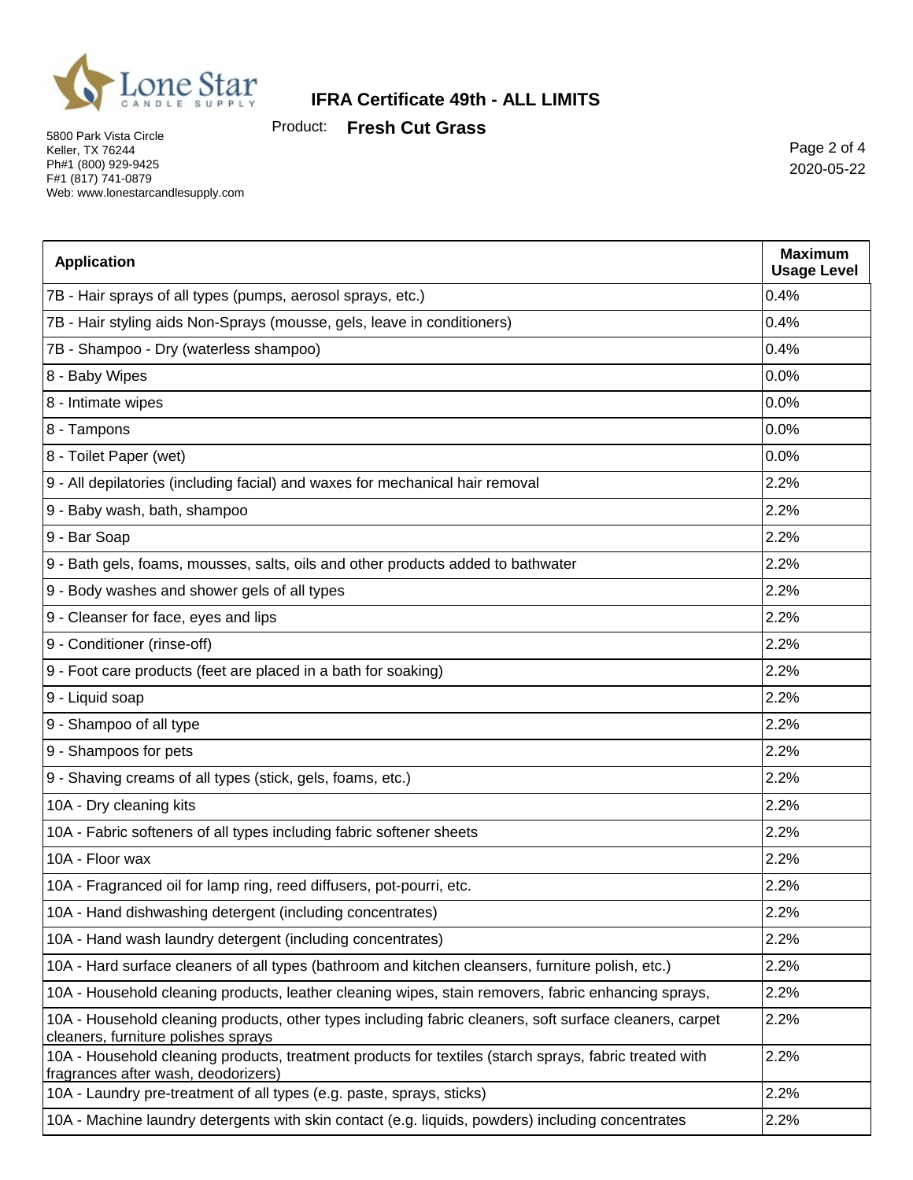| Application | Maximum Usage Level |
| --- | --- |
| 7B - Hair sprays of all types (pumps, aerosol sprays, etc.) | 0.4% |
| 7B - Hair styling aids Non-Sprays (mousse, gels, leave in conditioners) | 0.4% |
| 7B - Shampoo - Dry (waterless shampoo) | 0.4% |
| 8 - Baby Wipes | 0.0% |
| 8 - Intimate wipes | 0.0% |
| 8 - Tampons | 0.0% |
| 8 - Toilet Paper (wet) | 0.0% |
| 9 - All depilatories (including facial) and waxes for mechanical hair removal | 2.2% |
| 9 - Baby wash, bath, shampoo | 2.2% |
| 9 - Bar Soap | 2.2% |
| 9 - Bath gels, foams, mousses, salts, oils and other products added to bathwater | 2.2% |
| 9 - Body washes and shower gels of all types | 2.2% |
| 9 - Cleanser for face, eyes and lips | 2.2% |
| 9 - Conditioner (rinse-off) | 2.2% |
| 9 - Foot care products (feet are placed in a bath for soaking) | 2.2% |
| 9 - Liquid soap | 2.2% |
| 9 - Shampoo of all type | 2.2% |
| 9 - Shampoos for pets | 2.2% |
| 9 - Shaving creams of all types (stick, gels, foams, etc.) | 2.2% |
| 10A - Dry cleaning kits | 2.2% |
| 10A - Fabric softeners of all types including fabric softener sheets | 2.2% |
| 10A - Floor wax | 2.2% |
| 10A - Fragranced oil for lamp ring, reed diffusers, pot-pourri, etc. | 2.2% |
| 10A - Hand dishwashing detergent (including concentrates) | 2.2% |
| 10A - Hand wash laundry detergent (including concentrates) | 2.2% |
| 10A - Hard surface cleaners of all types (bathroom and kitchen cleansers, furniture polish, etc.) | 2.2% |
| 10A - Household cleaning products, leather cleaning wipes, stain removers, fabric enhancing sprays, | 2.2% |
| 10A - Household cleaning products, other types including fabric cleaners, soft surface cleaners, carpet cleaners, furniture polishes sprays | 2.2% |
| 10A - Household cleaning products, treatment products for textiles (starch sprays, fabric treated with fragrances after wash, deodorizers) | 2.2% |
| 10A - Laundry pre-treatment of all types (e.g. paste, sprays, sticks) | 2.2% |
| 10A - Machine laundry detergents with skin contact (e.g. liquids, powders) including concentrates | 2.2% |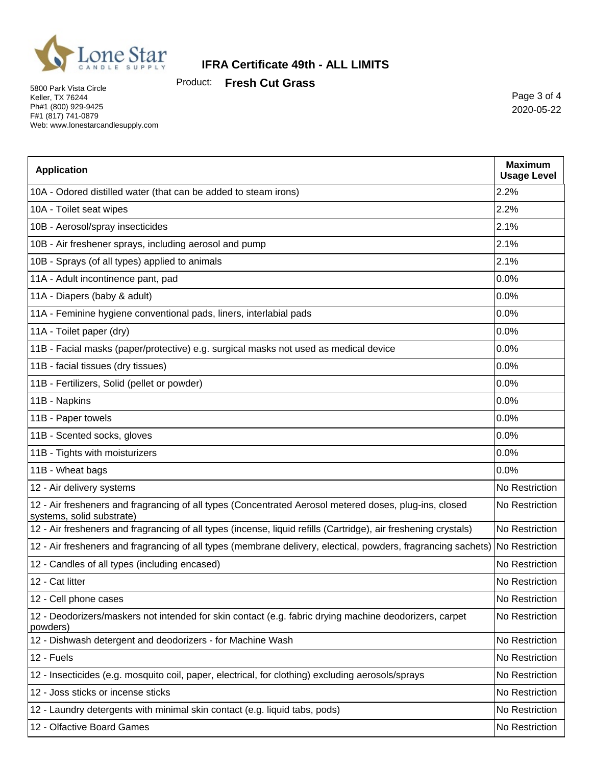# IFRA Certificate 49th - ALL LIMITS

Product: **Fresh Cut Grass**

5800 Park Vista Circle
Keller, TX 76244
Ph#1 (800) 929-9425
F#1 (817) 741-0879
Web: www.lonestarcandlesupply.com

2020-05-22

| Application | Maximum Usage Level |
|---|---|
| 10A - Odored distilled water (that can be added to steam irons) | 2.2% |
| 10A - Toilet seat wipes | 2.2% |
| 10B - Aerosol/spray insecticides | 2.1% |
| 10B - Air freshener sprays, including aerosol and pump | 2.1% |
| 10B - Sprays (of all types) applied to animals | 2.1% |
| 11A - Adult incontinence pant, pad | 0.0% |
| 11A - Diapers (baby & adult) | 0.0% |
| 11A - Feminine hygiene conventional pads, liners, interlabial pads | 0.0% |
| 11A - Toilet paper (dry) | 0.0% |
| 11B - Facial masks (paper/protective) e.g. surgical masks not used as medical device | 0.0% |
| 11B - facial tissues (dry tissues) | 0.0% |
| 11B - Fertilizers, Solid (pellet or powder) | 0.0% |
| 11B - Napkins | 0.0% |
| 11B - Paper towels | 0.0% |
| 11B - Scented socks, gloves | 0.0% |
| 11B - Tights with moisturizers | 0.0% |
| 11B - Wheat bags | 0.0% |
| 12 - Air delivery systems | No Restriction |
| 12 - Air fresheners and fragrancing of all types (Concentrated Aerosol metered doses, plug-ins, closed systems, solid substrate) | No Restriction |
| 12 - Air fresheners and fragrancing of all types (incense, liquid refills (Cartridge), air freshening crystals) | No Restriction |
| 12 - Air fresheners and fragrancing of all types (membrane delivery, electical, powders, fragrancing sachets) | No Restriction |
| 12 - Candles of all types (including encased) | No Restriction |
| 12 - Cat litter | No Restriction |
| 12 - Cell phone cases | No Restriction |
| 12 - Deodorizers/maskers not intended for skin contact (e.g. fabric drying machine deodorizers, carpet powders) | No Restriction |
| 12 - Dishwash detergent and deodorizers - for Machine Wash | No Restriction |
| 12 - Fuels | No Restriction |
| 12 - Insecticides (e.g. mosquito coil, paper, electrical, for clothing) excluding aerosols/sprays | No Restriction |
| 12 - Joss sticks or incense sticks | No Restriction |
| 12 - Laundry detergents with minimal skin contact (e.g. liquid tabs, pods) | No Restriction |
| 12 - Olfactive Board Games | No Restriction |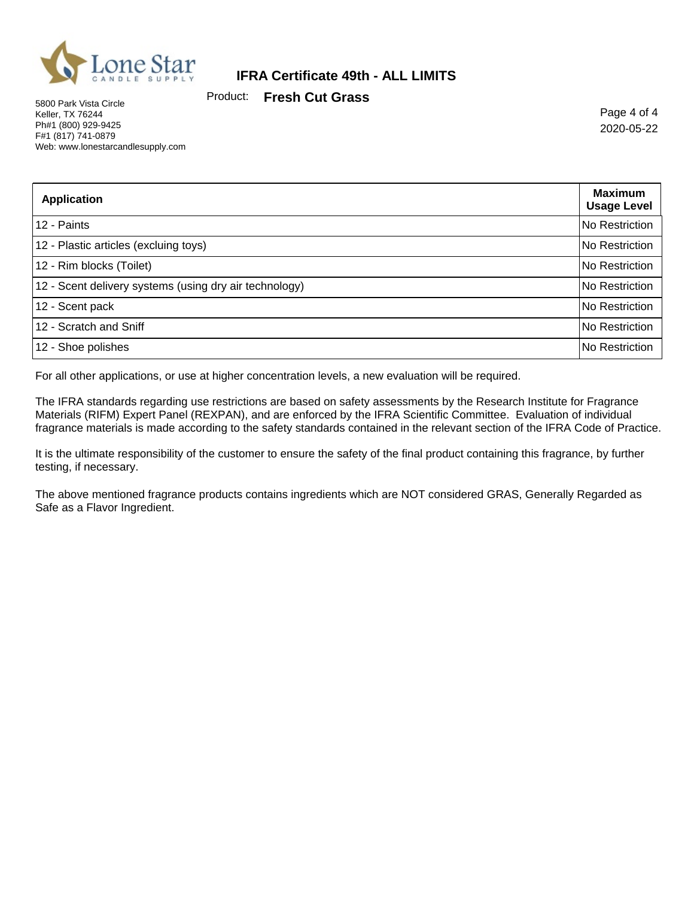| Application | Maximum Usage Level |
|---|---|
| 12 - Paints | No Restriction |
| 12 - Plastic articles (excluing toys) | No Restriction |
| 12 - Rim blocks (Toilet) | No Restriction |
| 12 - Scent delivery systems (using dry air technology) | No Restriction |
| 12 - Scent pack | No Restriction |
| 12 - Scratch and Sniff | No Restriction |
| 12 - Shoe polishes | No Restriction |

For all other applications, or use at higher concentration levels, a new evaluation will be required.

The IFRA standards regarding use restrictions are based on safety assessments by the Research Institute for Fragrance Materials (RIFM) Expert Panel (REXPAN), and are enforced by the IFRA Scientific Committee. Evaluation of individual fragrance materials is made according to the safety standards contained in the relevant section of the IFRA Code of Practice.

It is the ultimate responsibility of the customer to ensure the safety of the final product containing this fragrance, by further testing, if necessary.

The above mentioned fragrance products contains ingredients which are NOT considered GRAS, Generally Regarded as Safe as a Flavor Ingredient.